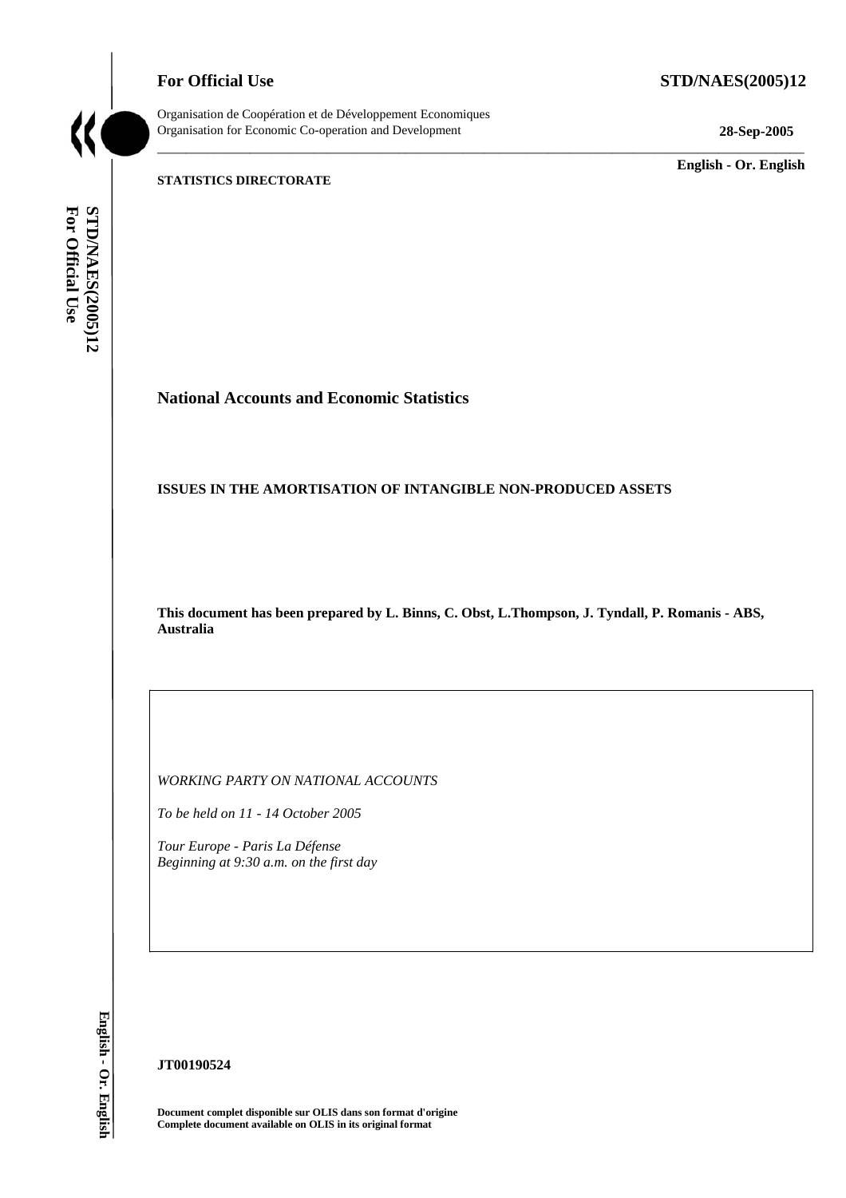**For Official Use** **STD/NAES(2005)12**

Organisation de Coopération et de Développement Economiques
Organisation for Economic Co-operation and Development **28-Sep-2005**

**English - Or. English**

**STATISTICS DIRECTORATE**

# National Accounts and Economic Statistics

## ISSUES IN THE AMORTISATION OF INTANGIBLE NON-PRODUCED ASSETS

**This document has been prepared by L. Binns, C. Obst, L.Thompson, J. Tyndall, P. Romanis - ABS, Australia**

*WORKING PARTY ON NATIONAL ACCOUNTS*

*To be held on 11 - 14 October 2005*

*Tour Europe - Paris La Défense*
*Beginning at 9:30 a.m. on the first day*

**JT00190524**

**Document complet disponible sur OLIS dans son format d'origine**
**Complete document available on OLIS in its original format**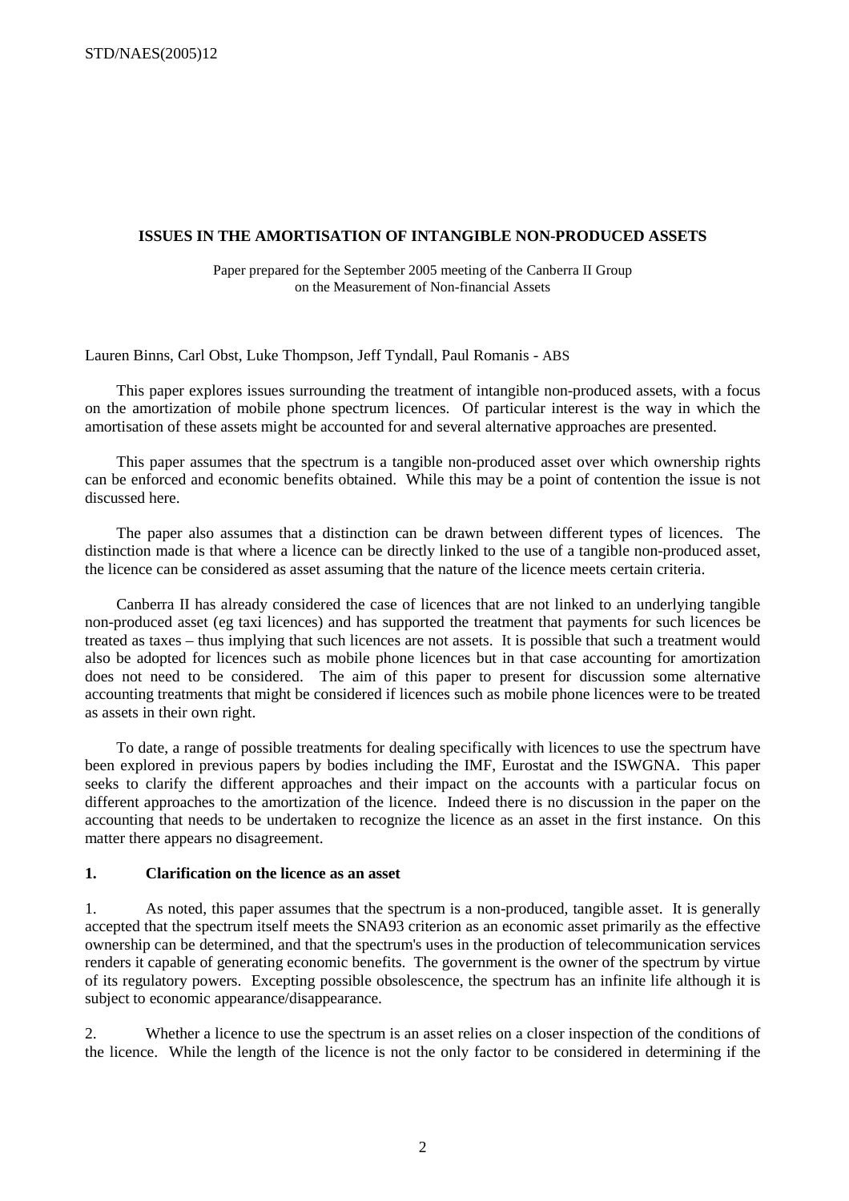## ISSUES IN THE AMORTISATION OF INTANGIBLE NON-PRODUCED ASSETS

Paper prepared for the September 2005 meeting of the Canberra II Group on the Measurement of Non-financial Assets

Lauren Binns, Carl Obst, Luke Thompson, Jeff Tyndall, Paul Romanis - ABS

This paper explores issues surrounding the treatment of intangible non-produced assets, with a focus on the amortization of mobile phone spectrum licences. Of particular interest is the way in which the amortisation of these assets might be accounted for and several alternative approaches are presented.

This paper assumes that the spectrum is a tangible non-produced asset over which ownership rights can be enforced and economic benefits obtained. While this may be a point of contention the issue is not discussed here.

The paper also assumes that a distinction can be drawn between different types of licences. The distinction made is that where a licence can be directly linked to the use of a tangible non-produced asset, the licence can be considered as asset assuming that the nature of the licence meets certain criteria.

Canberra II has already considered the case of licences that are not linked to an underlying tangible non-produced asset (eg taxi licences) and has supported the treatment that payments for such licences be treated as taxes – thus implying that such licences are not assets. It is possible that such a treatment would also be adopted for licences such as mobile phone licences but in that case accounting for amortization does not need to be considered. The aim of this paper to present for discussion some alternative accounting treatments that might be considered if licences such as mobile phone licences were to be treated as assets in their own right.

To date, a range of possible treatments for dealing specifically with licences to use the spectrum have been explored in previous papers by bodies including the IMF, Eurostat and the ISWGNA. This paper seeks to clarify the different approaches and their impact on the accounts with a particular focus on different approaches to the amortization of the licence. Indeed there is no discussion in the paper on the accounting that needs to be undertaken to recognize the licence as an asset in the first instance. On this matter there appears no disagreement.

### 1. Clarification on the licence as an asset

1. As noted, this paper assumes that the spectrum is a non-produced, tangible asset. It is generally accepted that the spectrum itself meets the SNA93 criterion as an economic asset primarily as the effective ownership can be determined, and that the spectrum's uses in the production of telecommunication services renders it capable of generating economic benefits. The government is the owner of the spectrum by virtue of its regulatory powers. Excepting possible obsolescence, the spectrum has an infinite life although it is subject to economic appearance/disappearance.

2. Whether a licence to use the spectrum is an asset relies on a closer inspection of the conditions of the licence. While the length of the licence is not the only factor to be considered in determining if the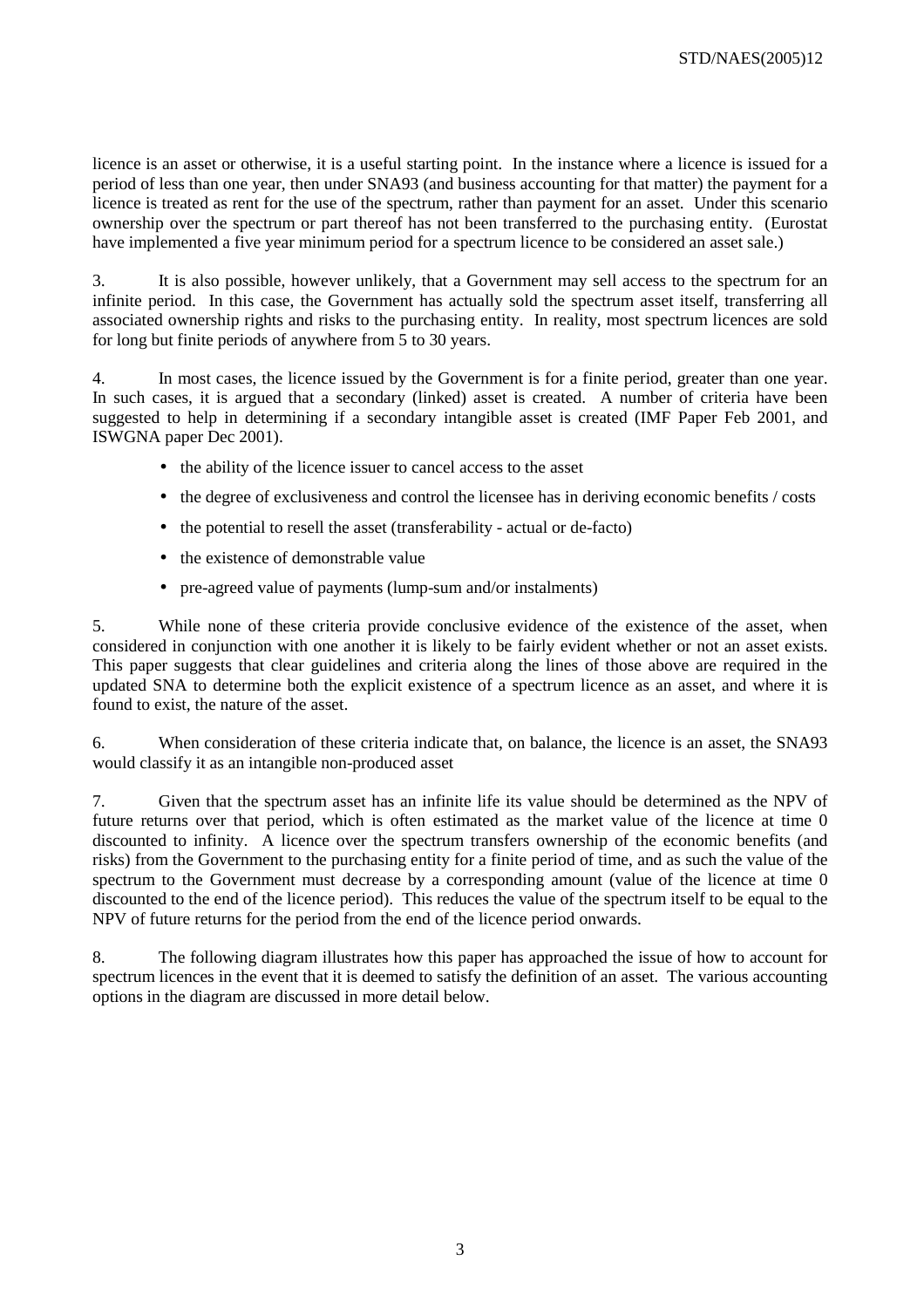licence is an asset or otherwise, it is a useful starting point. In the instance where a licence is issued for a period of less than one year, then under SNA93 (and business accounting for that matter) the payment for a licence is treated as rent for the use of the spectrum, rather than payment for an asset. Under this scenario ownership over the spectrum or part thereof has not been transferred to the purchasing entity. (Eurostat have implemented a five year minimum period for a spectrum licence to be considered an asset sale.)

3. It is also possible, however unlikely, that a Government may sell access to the spectrum for an infinite period. In this case, the Government has actually sold the spectrum asset itself, transferring all associated ownership rights and risks to the purchasing entity. In reality, most spectrum licences are sold for long but finite periods of anywhere from 5 to 30 years.

4. In most cases, the licence issued by the Government is for a finite period, greater than one year. In such cases, it is argued that a secondary (linked) asset is created. A number of criteria have been suggested to help in determining if a secondary intangible asset is created (IMF Paper Feb 2001, and ISWGNA paper Dec 2001).

- the ability of the licence issuer to cancel access to the asset
- the degree of exclusiveness and control the licensee has in deriving economic benefits / costs
- the potential to resell the asset (transferability - actual or de-facto)
- the existence of demonstrable value
- pre-agreed value of payments (lump-sum and/or instalments)

5. While none of these criteria provide conclusive evidence of the existence of the asset, when considered in conjunction with one another it is likely to be fairly evident whether or not an asset exists. This paper suggests that clear guidelines and criteria along the lines of those above are required in the updated SNA to determine both the explicit existence of a spectrum licence as an asset, and where it is found to exist, the nature of the asset.

6. When consideration of these criteria indicate that, on balance, the licence is an asset, the SNA93 would classify it as an intangible non-produced asset

7. Given that the spectrum asset has an infinite life its value should be determined as the NPV of future returns over that period, which is often estimated as the market value of the licence at time 0 discounted to infinity. A licence over the spectrum transfers ownership of the economic benefits (and risks) from the Government to the purchasing entity for a finite period of time, and as such the value of the spectrum to the Government must decrease by a corresponding amount (value of the licence at time 0 discounted to the end of the licence period). This reduces the value of the spectrum itself to be equal to the NPV of future returns for the period from the end of the licence period onwards.

8. The following diagram illustrates how this paper has approached the issue of how to account for spectrum licences in the event that it is deemed to satisfy the definition of an asset. The various accounting options in the diagram are discussed in more detail below.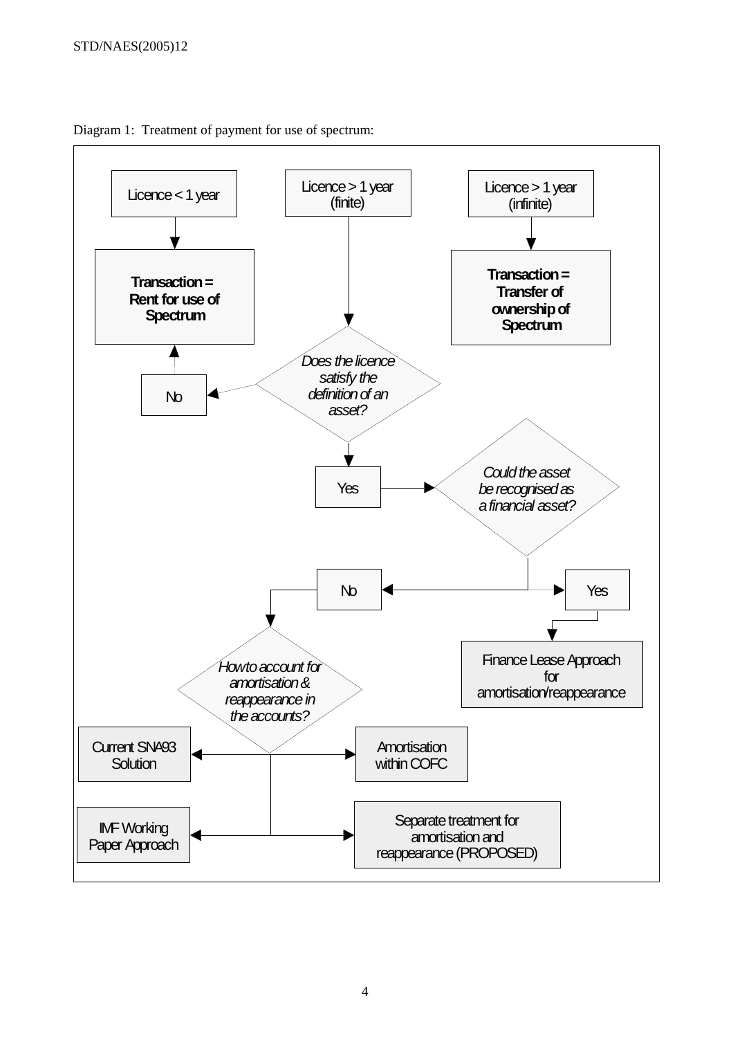Diagram 1: Treatment of payment for use of spectrum:

Licence < 1 year

Licence > 1 year (finite)

Licence > 1 year (infinite)

**Transaction = Rent for use of Spectrum**

**Transaction = Transfer of ownership of Spectrum**

*Does the licence satisfy the definition of an asset?*

No

Yes

*Could the asset be recognised as a financial asset?*

No

Yes

Finance Lease Approach for amortisation/reappearance

*How to account for amortisation & reappearance in the accounts?*

Current SNA93 Solution

Amortisation within COFC

IMF Working Paper Approach

Separate treatment for amortisation and reappearance (PROPOSED)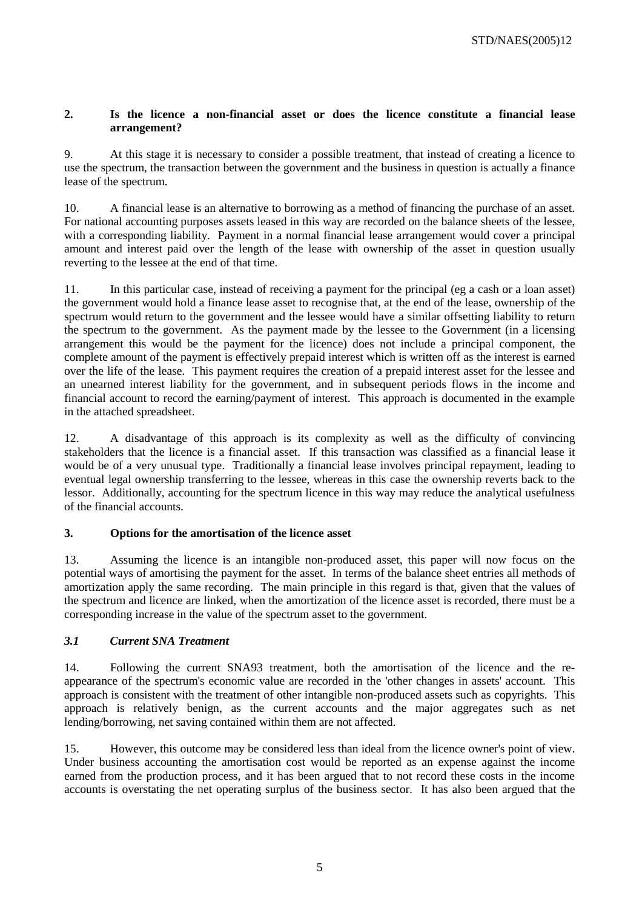## 2. Is the licence a non-financial asset or does the licence constitute a financial lease arrangement?

9. At this stage it is necessary to consider a possible treatment, that instead of creating a licence to use the spectrum, the transaction between the government and the business in question is actually a finance lease of the spectrum.

10. A financial lease is an alternative to borrowing as a method of financing the purchase of an asset. For national accounting purposes assets leased in this way are recorded on the balance sheets of the lessee, with a corresponding liability. Payment in a normal financial lease arrangement would cover a principal amount and interest paid over the length of the lease with ownership of the asset in question usually reverting to the lessee at the end of that time.

11. In this particular case, instead of receiving a payment for the principal (eg a cash or a loan asset) the government would hold a finance lease asset to recognise that, at the end of the lease, ownership of the spectrum would return to the government and the lessee would have a similar offsetting liability to return the spectrum to the government. As the payment made by the lessee to the Government (in a licensing arrangement this would be the payment for the licence) does not include a principal component, the complete amount of the payment is effectively prepaid interest which is written off as the interest is earned over the life of the lease. This payment requires the creation of a prepaid interest asset for the lessee and an unearned interest liability for the government, and in subsequent periods flows in the income and financial account to record the earning/payment of interest. This approach is documented in the example in the attached spreadsheet.

12. A disadvantage of this approach is its complexity as well as the difficulty of convincing stakeholders that the licence is a financial asset. If this transaction was classified as a financial lease it would be of a very unusual type. Traditionally a financial lease involves principal repayment, leading to eventual legal ownership transferring to the lessee, whereas in this case the ownership reverts back to the lessor. Additionally, accounting for the spectrum licence in this way may reduce the analytical usefulness of the financial accounts.

## 3. Options for the amortisation of the licence asset

13. Assuming the licence is an intangible non-produced asset, this paper will now focus on the potential ways of amortising the payment for the asset. In terms of the balance sheet entries all methods of amortization apply the same recording. The main principle in this regard is that, given that the values of the spectrum and licence are linked, when the amortization of the licence asset is recorded, there must be a corresponding increase in the value of the spectrum asset to the government.

### *3.1 Current SNA Treatment*

14. Following the current SNA93 treatment, both the amortisation of the licence and the re-appearance of the spectrum's economic value are recorded in the 'other changes in assets' account. This approach is consistent with the treatment of other intangible non-produced assets such as copyrights. This approach is relatively benign, as the current accounts and the major aggregates such as net lending/borrowing, net saving contained within them are not affected.

15. However, this outcome may be considered less than ideal from the licence owner's point of view. Under business accounting the amortisation cost would be reported as an expense against the income earned from the production process, and it has been argued that to not record these costs in the income accounts is overstating the net operating surplus of the business sector. It has also been argued that the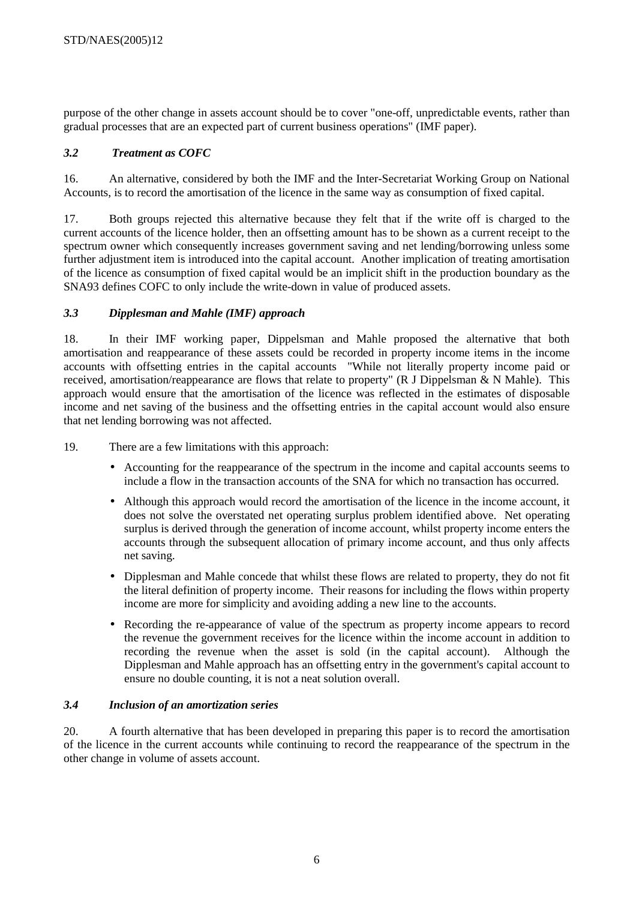purpose of the other change in assets account should be to cover "one-off, unpredictable events, rather than gradual processes that are an expected part of current business operations" (IMF paper).

### *3.2 Treatment as COFC*

16. An alternative, considered by both the IMF and the Inter-Secretariat Working Group on National Accounts, is to record the amortisation of the licence in the same way as consumption of fixed capital.

17. Both groups rejected this alternative because they felt that if the write off is charged to the current accounts of the licence holder, then an offsetting amount has to be shown as a current receipt to the spectrum owner which consequently increases government saving and net lending/borrowing unless some further adjustment item is introduced into the capital account. Another implication of treating amortisation of the licence as consumption of fixed capital would be an implicit shift in the production boundary as the SNA93 defines COFC to only include the write-down in value of produced assets.

### *3.3 Dipplesman and Mahle (IMF) approach*

18. In their IMF working paper, Dippelsman and Mahle proposed the alternative that both amortisation and reappearance of these assets could be recorded in property income items in the income accounts with offsetting entries in the capital accounts "While not literally property income paid or received, amortisation/reappearance are flows that relate to property" (R J Dippelsman & N Mahle). This approach would ensure that the amortisation of the licence was reflected in the estimates of disposable income and net saving of the business and the offsetting entries in the capital account would also ensure that net lending borrowing was not affected.

19. There are a few limitations with this approach:

- Accounting for the reappearance of the spectrum in the income and capital accounts seems to include a flow in the transaction accounts of the SNA for which no transaction has occurred.
- Although this approach would record the amortisation of the licence in the income account, it does not solve the overstated net operating surplus problem identified above. Net operating surplus is derived through the generation of income account, whilst property income enters the accounts through the subsequent allocation of primary income account, and thus only affects net saving.
- Dipplesman and Mahle concede that whilst these flows are related to property, they do not fit the literal definition of property income. Their reasons for including the flows within property income are more for simplicity and avoiding adding a new line to the accounts.
- Recording the re-appearance of value of the spectrum as property income appears to record the revenue the government receives for the licence within the income account in addition to recording the revenue when the asset is sold (in the capital account). Although the Dipplesman and Mahle approach has an offsetting entry in the government's capital account to ensure no double counting, it is not a neat solution overall.

### *3.4 Inclusion of an amortization series*

20. A fourth alternative that has been developed in preparing this paper is to record the amortisation of the licence in the current accounts while continuing to record the reappearance of the spectrum in the other change in volume of assets account.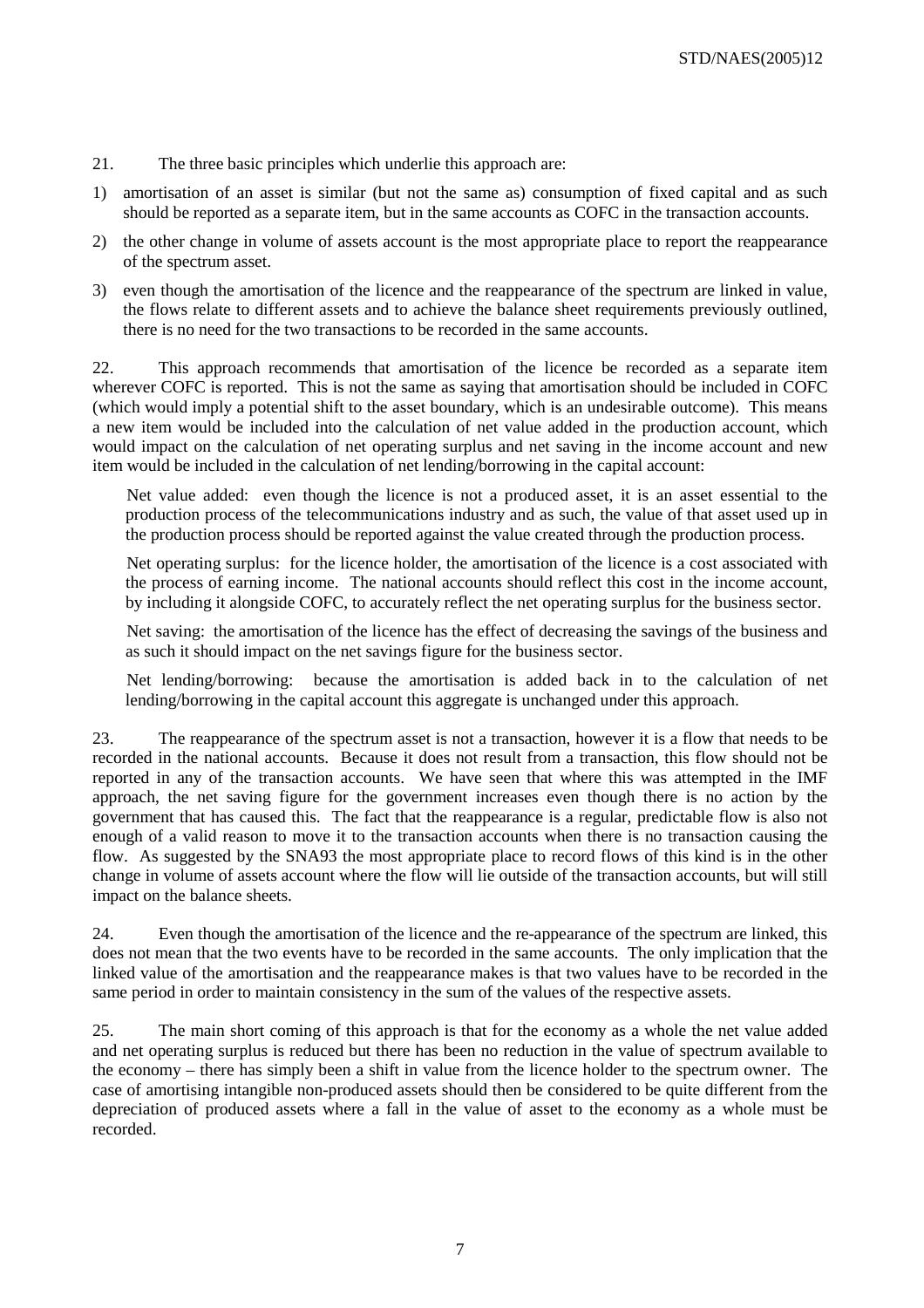21. The three basic principles which underlie this approach are:

1) amortisation of an asset is similar (but not the same as) consumption of fixed capital and as such should be reported as a separate item, but in the same accounts as COFC in the transaction accounts.
2) the other change in volume of assets account is the most appropriate place to report the reappearance of the spectrum asset.
3) even though the amortisation of the licence and the reappearance of the spectrum are linked in value, the flows relate to different assets and to achieve the balance sheet requirements previously outlined, there is no need for the two transactions to be recorded in the same accounts.

22. This approach recommends that amortisation of the licence be recorded as a separate item wherever COFC is reported. This is not the same as saying that amortisation should be included in COFC (which would imply a potential shift to the asset boundary, which is an undesirable outcome). This means a new item would be included into the calculation of net value added in the production account, which would impact on the calculation of net operating surplus and net saving in the income account and new item would be included in the calculation of net lending/borrowing in the capital account:

Net value added: even though the licence is not a produced asset, it is an asset essential to the production process of the telecommunications industry and as such, the value of that asset used up in the production process should be reported against the value created through the production process.

Net operating surplus: for the licence holder, the amortisation of the licence is a cost associated with the process of earning income. The national accounts should reflect this cost in the income account, by including it alongside COFC, to accurately reflect the net operating surplus for the business sector.

Net saving: the amortisation of the licence has the effect of decreasing the savings of the business and as such it should impact on the net savings figure for the business sector.

Net lending/borrowing: because the amortisation is added back in to the calculation of net lending/borrowing in the capital account this aggregate is unchanged under this approach.

23. The reappearance of the spectrum asset is not a transaction, however it is a flow that needs to be recorded in the national accounts. Because it does not result from a transaction, this flow should not be reported in any of the transaction accounts. We have seen that where this was attempted in the IMF approach, the net saving figure for the government increases even though there is no action by the government that has caused this. The fact that the reappearance is a regular, predictable flow is also not enough of a valid reason to move it to the transaction accounts when there is no transaction causing the flow. As suggested by the SNA93 the most appropriate place to record flows of this kind is in the other change in volume of assets account where the flow will lie outside of the transaction accounts, but will still impact on the balance sheets.

24. Even though the amortisation of the licence and the re-appearance of the spectrum are linked, this does not mean that the two events have to be recorded in the same accounts. The only implication that the linked value of the amortisation and the reappearance makes is that two values have to be recorded in the same period in order to maintain consistency in the sum of the values of the respective assets.

25. The main short coming of this approach is that for the economy as a whole the net value added and net operating surplus is reduced but there has been no reduction in the value of spectrum available to the economy – there has simply been a shift in value from the licence holder to the spectrum owner. The case of amortising intangible non-produced assets should then be considered to be quite different from the depreciation of produced assets where a fall in the value of asset to the economy as a whole must be recorded.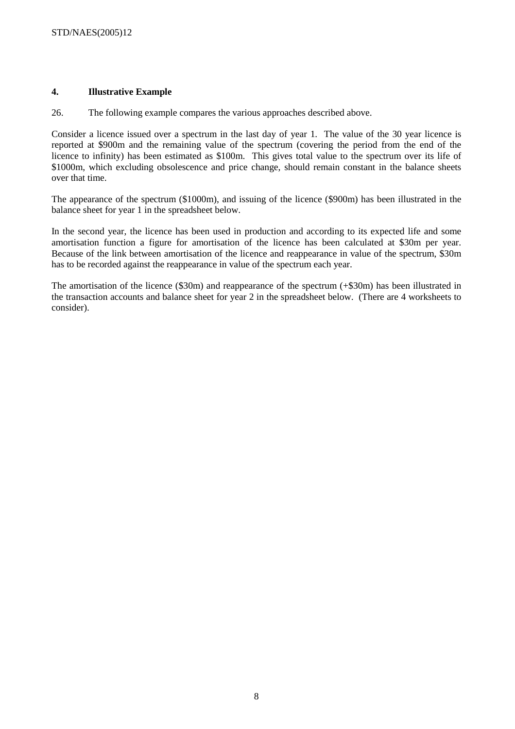## 4. Illustrative Example

26. The following example compares the various approaches described above.

Consider a licence issued over a spectrum in the last day of year 1. The value of the 30 year licence is reported at \$900m and the remaining value of the spectrum (covering the period from the end of the licence to infinity) has been estimated as \$100m. This gives total value to the spectrum over its life of \$1000m, which excluding obsolescence and price change, should remain constant in the balance sheets over that time.

The appearance of the spectrum (\$1000m), and issuing of the licence (\$900m) has been illustrated in the balance sheet for year 1 in the spreadsheet below.

In the second year, the licence has been used in production and according to its expected life and some amortisation function a figure for amortisation of the licence has been calculated at \$30m per year. Because of the link between amortisation of the licence and reappearance in value of the spectrum, \$30m has to be recorded against the reappearance in value of the spectrum each year.

The amortisation of the licence (\$30m) and reappearance of the spectrum (+\$30m) has been illustrated in the transaction accounts and balance sheet for year 2 in the spreadsheet below. (There are 4 worksheets to consider).